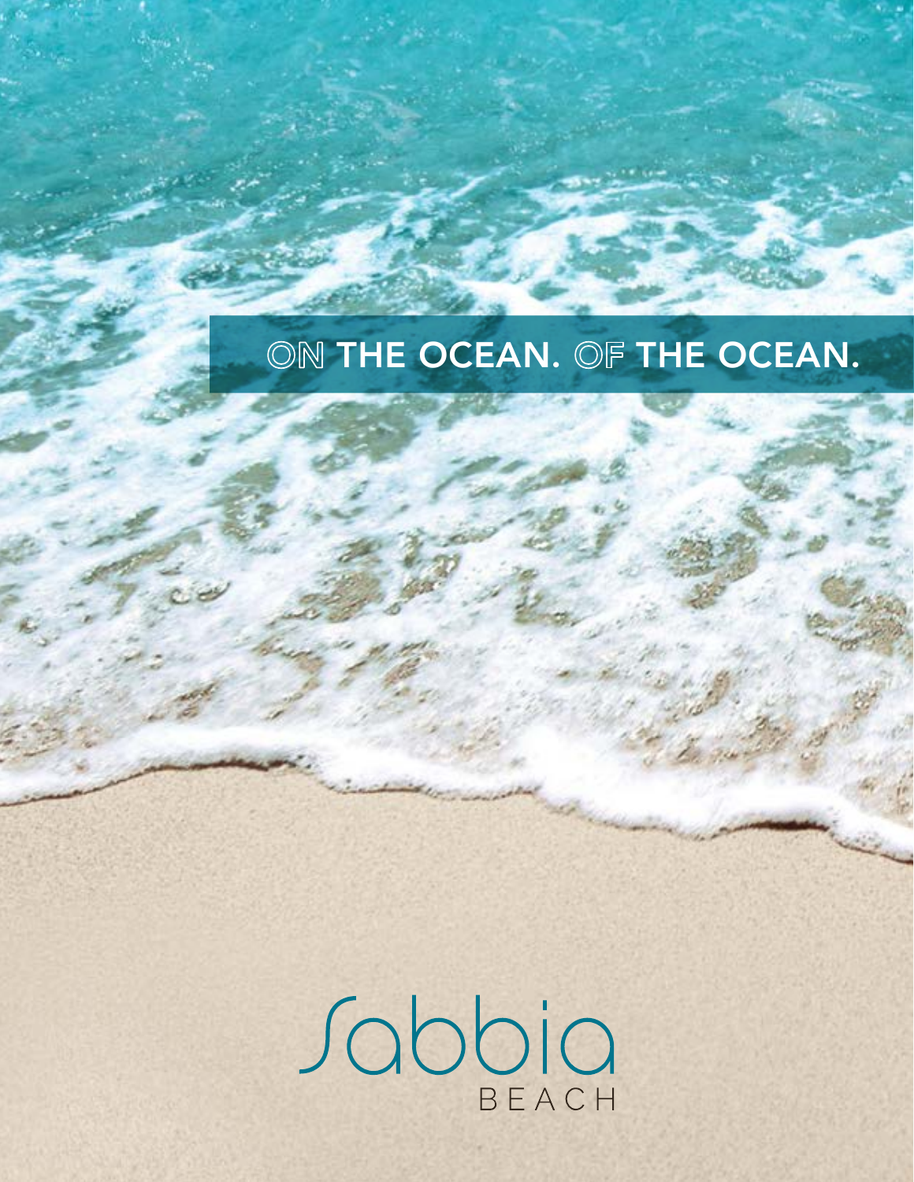ON THE OCEAN. OF THE OCEAN.

Sabbia

BEACH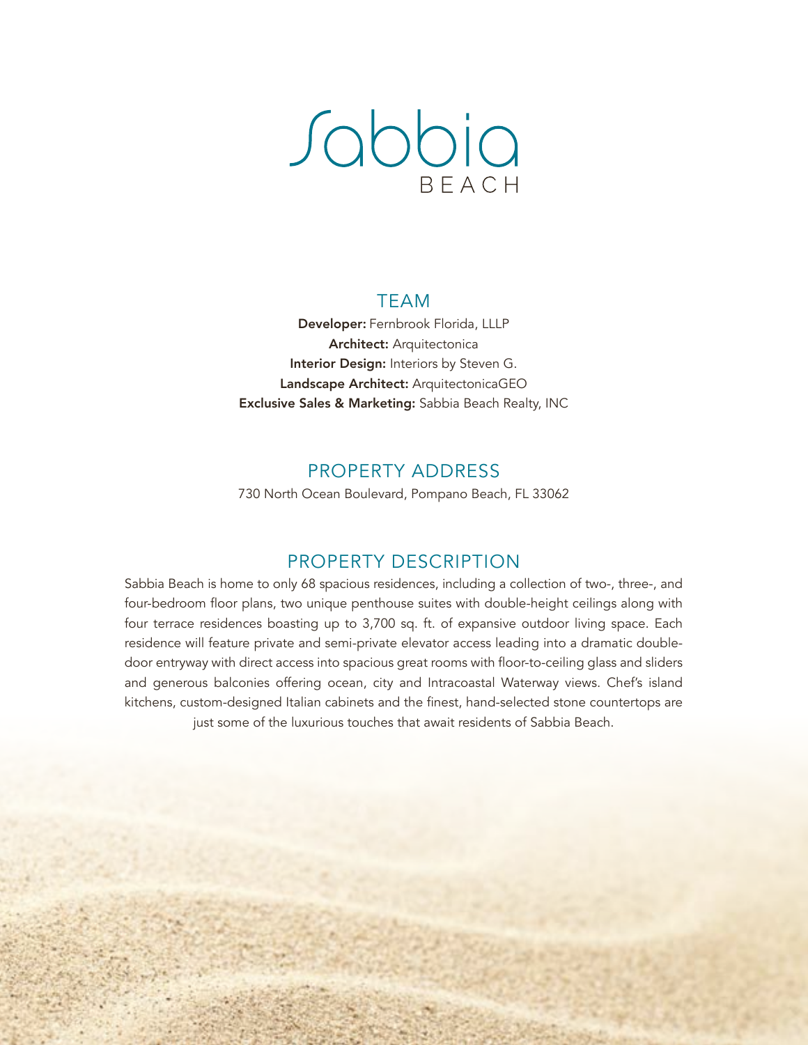# Sabbia BEACH

## TEAM

**Developer:** Fernbrook Florida, LLLP
**Architect:** Arquitectonica
**Interior Design:** Interiors by Steven G.
**Landscape Architect:** ArquitectonicaGEO
**Exclusive Sales & Marketing:** Sabbia Beach Realty, INC

## PROPERTY ADDRESS

730 North Ocean Boulevard, Pompano Beach, FL 33062

## PROPERTY DESCRIPTION

Sabbia Beach is home to only 68 spacious residences, including a collection of two-, three-, and four-bedroom floor plans, two unique penthouse suites with double-height ceilings along with four terrace residences boasting up to 3,700 sq. ft. of expansive outdoor living space. Each residence will feature private and semi-private elevator access leading into a dramatic double-door entryway with direct access into spacious great rooms with floor-to-ceiling glass and sliders and generous balconies offering ocean, city and Intracoastal Waterway views. Chef's island kitchens, custom-designed Italian cabinets and the finest, hand-selected stone countertops are just some of the luxurious touches that await residents of Sabbia Beach.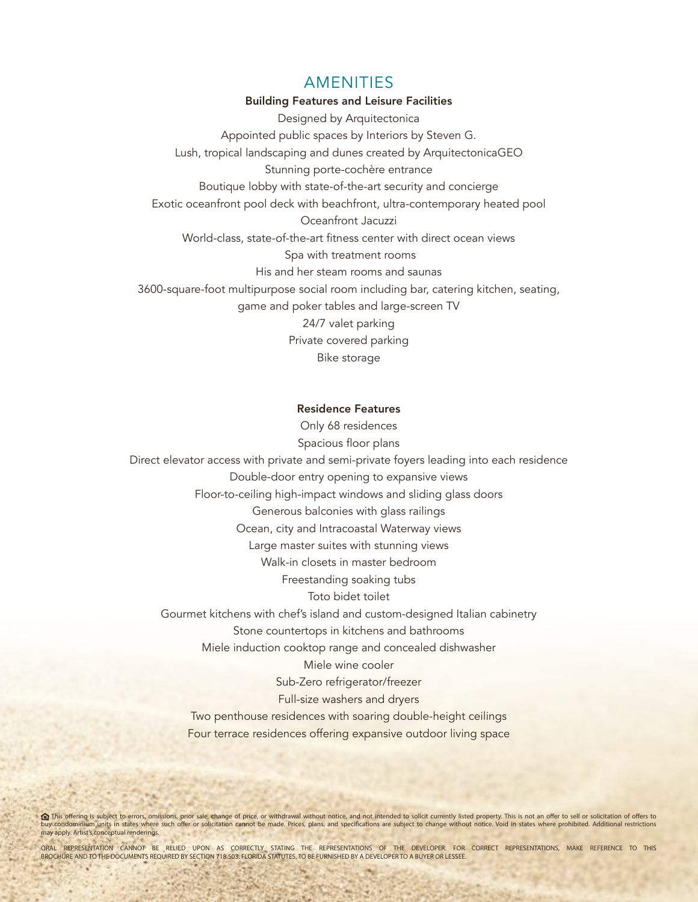# AMENITIES

### Building Features and Leisure Facilities

Designed by Arquitectonica

Appointed public spaces by Interiors by Steven G.

Lush, tropical landscaping and dunes created by ArquitectonicaGEO

Stunning porte-cochère entrance

Boutique lobby with state-of-the-art security and concierge

Exotic oceanfront pool deck with beachfront, ultra-contemporary heated pool

Oceanfront Jacuzzi

World-class, state-of-the-art fitness center with direct ocean views

Spa with treatment rooms

His and her steam rooms and saunas

3600-square-foot multipurpose social room including bar, catering kitchen, seating, game and poker tables and large-screen TV

24/7 valet parking

Private covered parking

Bike storage

### Residence Features

Only 68 residences

Spacious floor plans

Direct elevator access with private and semi-private foyers leading into each residence

Double-door entry opening to expansive views

Floor-to-ceiling high-impact windows and sliding glass doors

Generous balconies with glass railings

Ocean, city and Intracoastal Waterway views

Large master suites with stunning views

Walk-in closets in master bedroom

Freestanding soaking tubs

Toto bidet toilet

Gourmet kitchens with chef's island and custom-designed Italian cabinetry

Stone countertops in kitchens and bathrooms

Miele induction cooktop range and concealed dishwasher

Miele wine cooler

Sub-Zero refrigerator/freezer

Full-size washers and dryers

Two penthouse residences with soaring double-height ceilings

Four terrace residences offering expansive outdoor living space

This offering is subject to errors, omissions, prior sale, change of price, or withdrawal without notice, and not intended to solicit currently listed property. This is not an offer to sell or solicitation of offers to buy condominium units in states where such offer or solicitation cannot be made. Prices, plans, and specifications are subject to change without notice. Void in states where prohibited. Additional restrictions may apply. Artist's conceptual renderings.

ORAL REPRESENTATION CANNOT BE RELIED UPON AS CORRECTLY STATING THE REPRESENTATIONS OF THE DEVELOPER. FOR CORRECT REPRESENTATIONS, MAKE REFERENCE TO THIS BROCHURE AND TO THE DOCUMENTS REQUIRED BY SECTION 718.503, FLORIDA STATUTES, TO BE FURNISHED BY A DEVELOPER TO A BUYER OR LESSEE.